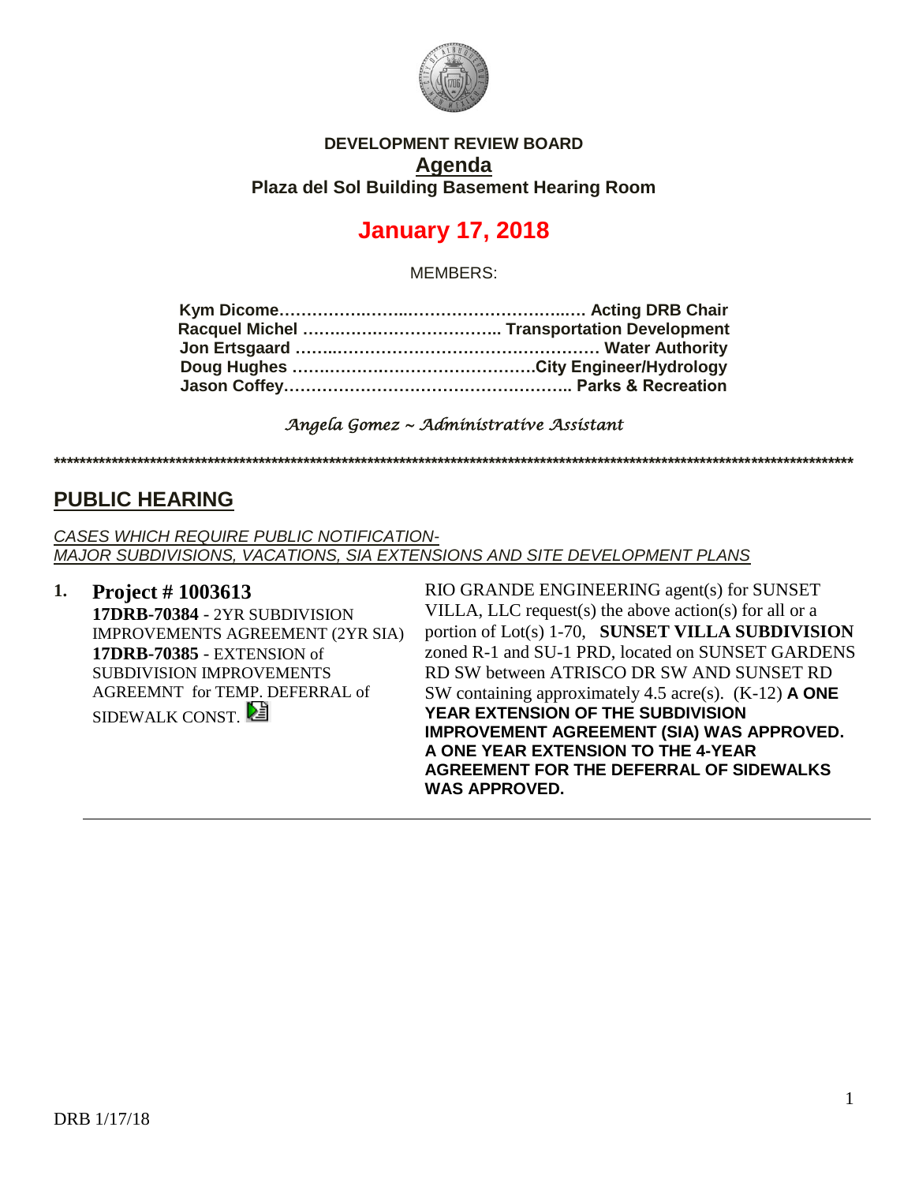**DEVELOPMENT REVIEW BOARD**

# Agenda

**Plaza del Sol Building Basement Hearing Room**

## January 17, 2018

MEMBERS:

**Kym Dicome……………………………………………… Acting DRB Chair**
**Racquel Michel ……………………………….. Transportation Development**
**Jon Ertsgaard ……………………………………………… Water Authority**
**Doug Hughes ………………………………………City Engineer/Hydrology**
**Jason Coffey……………………………………………….. Parks & Recreation**

*Angela Gomez ~ Administrative Assistant*

*************************************************************************************************************************************

## PUBLIC HEARING

*CASES WHICH REQUIRE PUBLIC NOTIFICATION-*
*MAJOR SUBDIVISIONS, VACATIONS, SIA EXTENSIONS AND SITE DEVELOPMENT PLANS*

**1. Project # 1003613**
**17DRB-70384** - 2YR SUBDIVISION IMPROVEMENTS AGREEMENT (2YR SIA)
**17DRB-70385** - EXTENSION of SUBDIVISION IMPROVEMENTS AGREEMNT for TEMP. DEFERRAL of SIDEWALK CONST.

RIO GRANDE ENGINEERING agent(s) for SUNSET VILLA, LLC request(s) the above action(s) for all or a portion of Lot(s) 1-70, **SUNSET VILLA SUBDIVISION** zoned R-1 and SU-1 PRD, located on SUNSET GARDENS RD SW between ATRISCO DR SW AND SUNSET RD SW containing approximately 4.5 acre(s). (K-12) **A ONE YEAR EXTENSION OF THE SUBDIVISION IMPROVEMENT AGREEMENT (SIA) WAS APPROVED. A ONE YEAR EXTENSION TO THE 4-YEAR AGREEMENT FOR THE DEFERRAL OF SIDEWALKS WAS APPROVED.**

DRB 1/17/18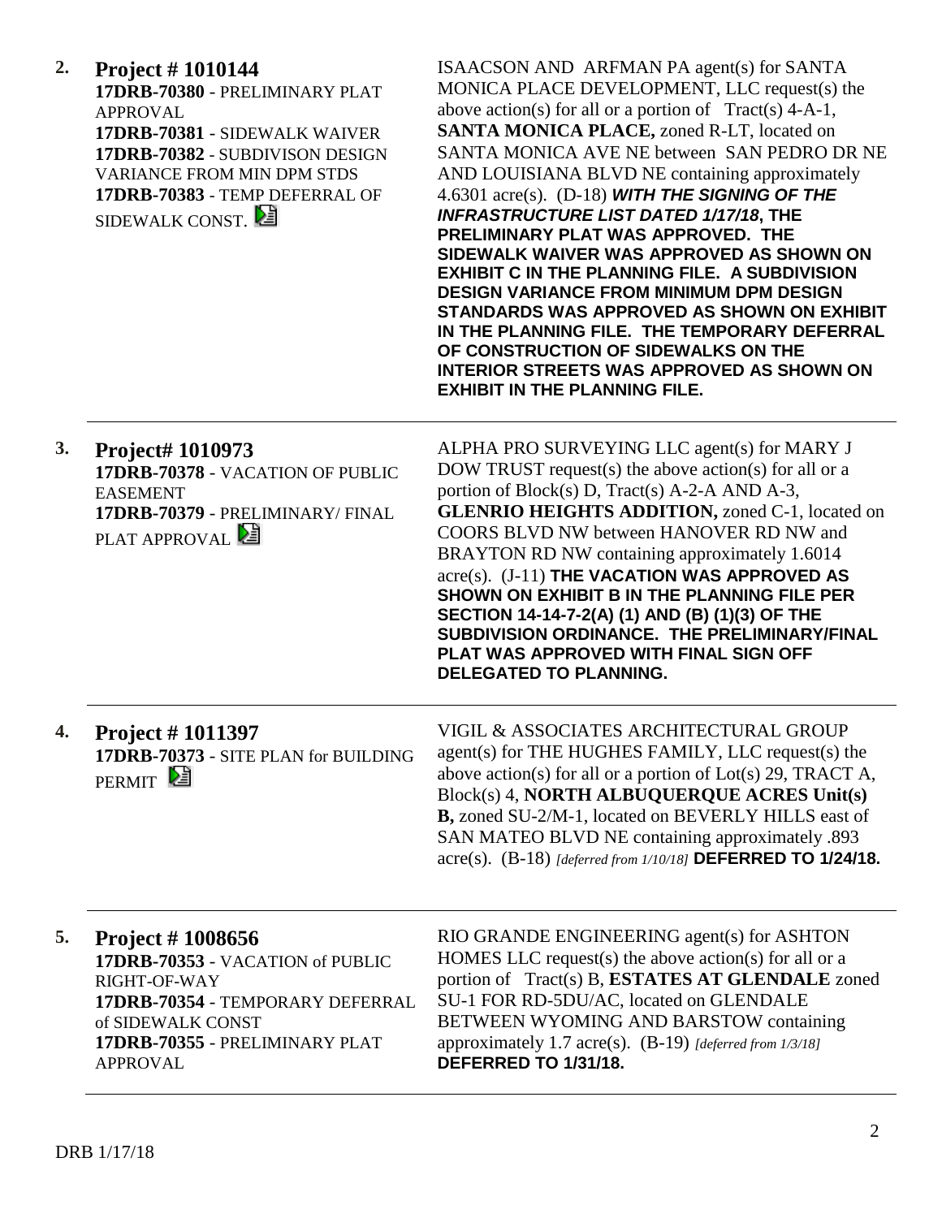**2. Project # 1010144**
**17DRB-70380** - PRELIMINARY PLAT APPROVAL
**17DRB-70381** - SIDEWALK WAIVER
**17DRB-70382** - SUBDIVISON DESIGN VARIANCE FROM MIN DPM STDS
**17DRB-70383** - TEMP DEFERRAL OF SIDEWALK CONST.

ISAACSON AND ARFMAN PA agent(s) for SANTA MONICA PLACE DEVELOPMENT, LLC request(s) the above action(s) for all or a portion of Tract(s) 4-A-1, **SANTA MONICA PLACE,** zoned R-LT, located on SANTA MONICA AVE NE between SAN PEDRO DR NE AND LOUISIANA BLVD NE containing approximately 4.6301 acre(s). (D-18) ***WITH THE SIGNING OF THE INFRASTRUCTURE LIST DATED 1/17/18*, THE PRELIMINARY PLAT WAS APPROVED. THE SIDEWALK WAIVER WAS APPROVED AS SHOWN ON EXHIBIT C IN THE PLANNING FILE. A SUBDIVISION DESIGN VARIANCE FROM MINIMUM DPM DESIGN STANDARDS WAS APPROVED AS SHOWN ON EXHIBIT IN THE PLANNING FILE. THE TEMPORARY DEFERRAL OF CONSTRUCTION OF SIDEWALKS ON THE INTERIOR STREETS WAS APPROVED AS SHOWN ON EXHIBIT IN THE PLANNING FILE.**

---

**3. Project# 1010973**
**17DRB-70378** - VACATION OF PUBLIC EASEMENT
**17DRB-70379** - PRELIMINARY/ FINAL PLAT APPROVAL

ALPHA PRO SURVEYING LLC agent(s) for MARY J DOW TRUST request(s) the above action(s) for all or a portion of Block(s) D, Tract(s) A-2-A AND A-3, **GLENRIO HEIGHTS ADDITION,** zoned C-1, located on COORS BLVD NW between HANOVER RD NW and BRAYTON RD NW containing approximately 1.6014 acre(s). (J-11) **THE VACATION WAS APPROVED AS SHOWN ON EXHIBIT B IN THE PLANNING FILE PER SECTION 14-14-7-2(A) (1) AND (B) (1)(3) OF THE SUBDIVISION ORDINANCE. THE PRELIMINARY/FINAL PLAT WAS APPROVED WITH FINAL SIGN OFF DELEGATED TO PLANNING.**

---

**4. Project # 1011397**
**17DRB-70373** - SITE PLAN for BUILDING PERMIT

VIGIL & ASSOCIATES ARCHITECTURAL GROUP agent(s) for THE HUGHES FAMILY, LLC request(s) the above action(s) for all or a portion of Lot(s) 29, TRACT A, Block(s) 4, **NORTH ALBUQUERQUE ACRES Unit(s) B,** zoned SU-2/M-1, located on BEVERLY HILLS east of SAN MATEO BLVD NE containing approximately .893 acre(s). (B-18) *[deferred from 1/10/18]* **DEFERRED TO 1/24/18.**

---

**5. Project # 1008656**
**17DRB-70353** - VACATION of PUBLIC RIGHT-OF-WAY
**17DRB-70354** - TEMPORARY DEFERRAL of SIDEWALK CONST
**17DRB-70355** - PRELIMINARY PLAT APPROVAL

RIO GRANDE ENGINEERING agent(s) for ASHTON HOMES LLC request(s) the above action(s) for all or a portion of Tract(s) B, **ESTATES AT GLENDALE** zoned SU-1 FOR RD-5DU/AC, located on GLENDALE BETWEEN WYOMING AND BARSTOW containing approximately 1.7 acre(s). (B-19) *[deferred from 1/3/18]* **DEFERRED TO 1/31/18.**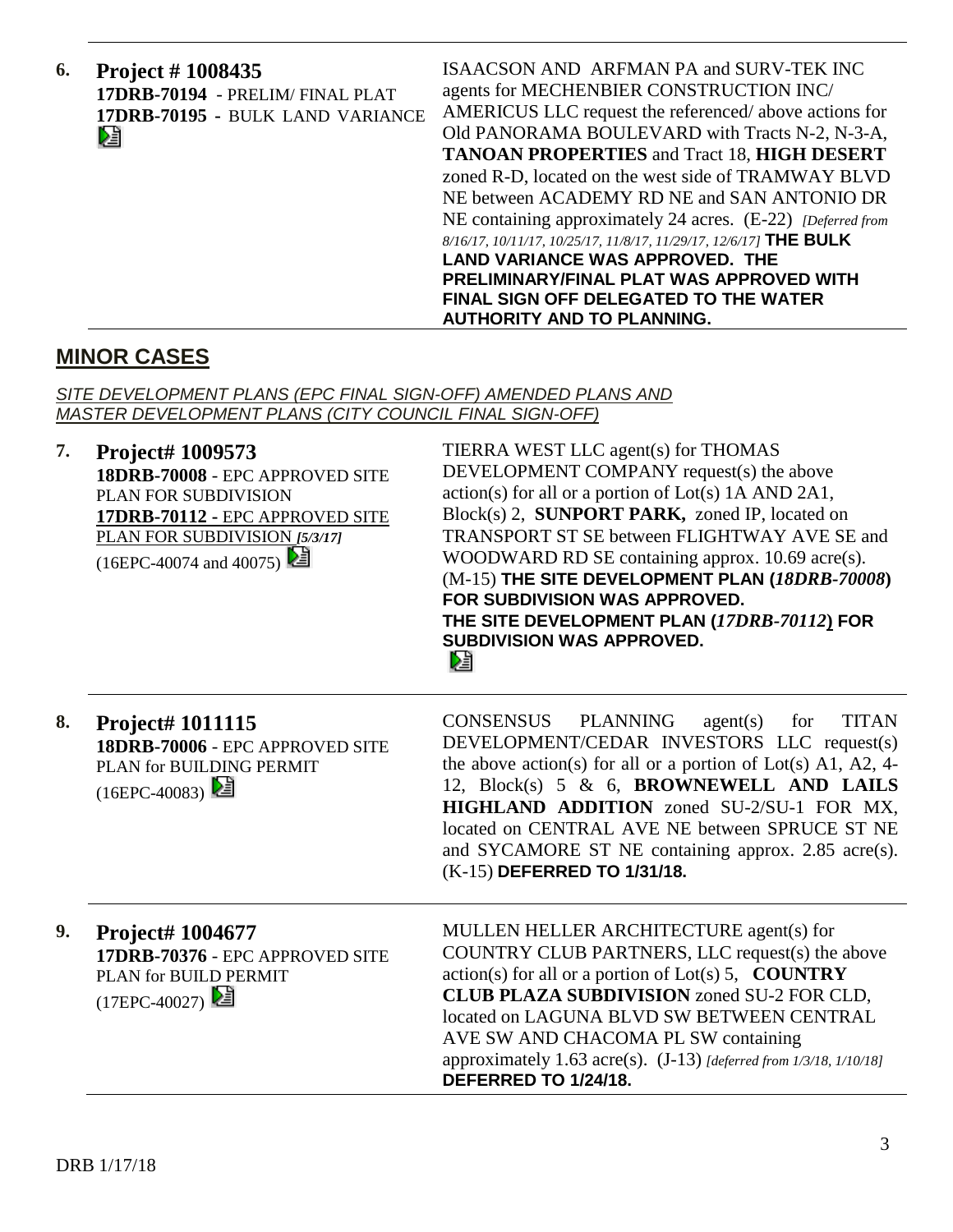**6. Project # 1008435**
**17DRB-70194** - PRELIM/ FINAL PLAT
**17DRB-70195** - BULK LAND VARIANCE

ISAACSON AND ARFMAN PA and SURV-TEK INC agents for MECHENBIER CONSTRUCTION INC/ AMERICUS LLC request the referenced/ above actions for Old PANORAMA BOULEVARD with Tracts N-2, N-3-A, **TANOAN PROPERTIES** and Tract 18, **HIGH DESERT** zoned R-D, located on the west side of TRAMWAY BLVD NE between ACADEMY RD NE and SAN ANTONIO DR NE containing approximately 24 acres. (E-22) *[Deferred from 8/16/17, 10/11/17, 10/25/17, 11/8/17, 11/29/17, 12/6/17]* **THE BULK LAND VARIANCE WAS APPROVED. THE PRELIMINARY/FINAL PLAT WAS APPROVED WITH FINAL SIGN OFF DELEGATED TO THE WATER AUTHORITY AND TO PLANNING.**

## MINOR CASES

*SITE DEVELOPMENT PLANS (EPC FINAL SIGN-OFF) AMENDED PLANS AND MASTER DEVELOPMENT PLANS (CITY COUNCIL FINAL SIGN-OFF)*

**7. Project# 1009573**
**18DRB-70008** - EPC APPROVED SITE PLAN FOR SUBDIVISION
**17DRB-70112** - EPC APPROVED SITE PLAN FOR SUBDIVISION *[5/3/17]*
(16EPC-40074 and 40075)

TIERRA WEST LLC agent(s) for THOMAS DEVELOPMENT COMPANY request(s) the above action(s) for all or a portion of Lot(s) 1A AND 2A1, Block(s) 2, **SUNPORT PARK,** zoned IP, located on TRANSPORT ST SE between FLIGHTWAY AVE SE and WOODWARD RD SE containing approx. 10.69 acre(s). (M-15) **THE SITE DEVELOPMENT PLAN (*18DRB-70008*) FOR SUBDIVISION WAS APPROVED.**
**THE SITE DEVELOPMENT PLAN (*17DRB-70112*) FOR SUBDIVISION WAS APPROVED.**

**8. Project# 1011115**
**18DRB-70006** - EPC APPROVED SITE PLAN for BUILDING PERMIT
(16EPC-40083)

CONSENSUS PLANNING agent(s) for TITAN DEVELOPMENT/CEDAR INVESTORS LLC request(s) the above action(s) for all or a portion of Lot(s) A1, A2, 4-12, Block(s) 5 & 6, **BROWNEWELL AND LAILS HIGHLAND ADDITION** zoned SU-2/SU-1 FOR MX, located on CENTRAL AVE NE between SPRUCE ST NE and SYCAMORE ST NE containing approx. 2.85 acre(s). (K-15) **DEFERRED TO 1/31/18.**

**9. Project# 1004677**
**17DRB-70376** - EPC APPROVED SITE PLAN for BUILD PERMIT
(17EPC-40027)

MULLEN HELLER ARCHITECTURE agent(s) for COUNTRY CLUB PARTNERS, LLC request(s) the above action(s) for all or a portion of Lot(s) 5, **COUNTRY CLUB PLAZA SUBDIVISION** zoned SU-2 FOR CLD, located on LAGUNA BLVD SW BETWEEN CENTRAL AVE SW AND CHACOMA PL SW containing approximately 1.63 acre(s). (J-13) *[deferred from 1/3/18, 1/10/18]* **DEFERRED TO 1/24/18.**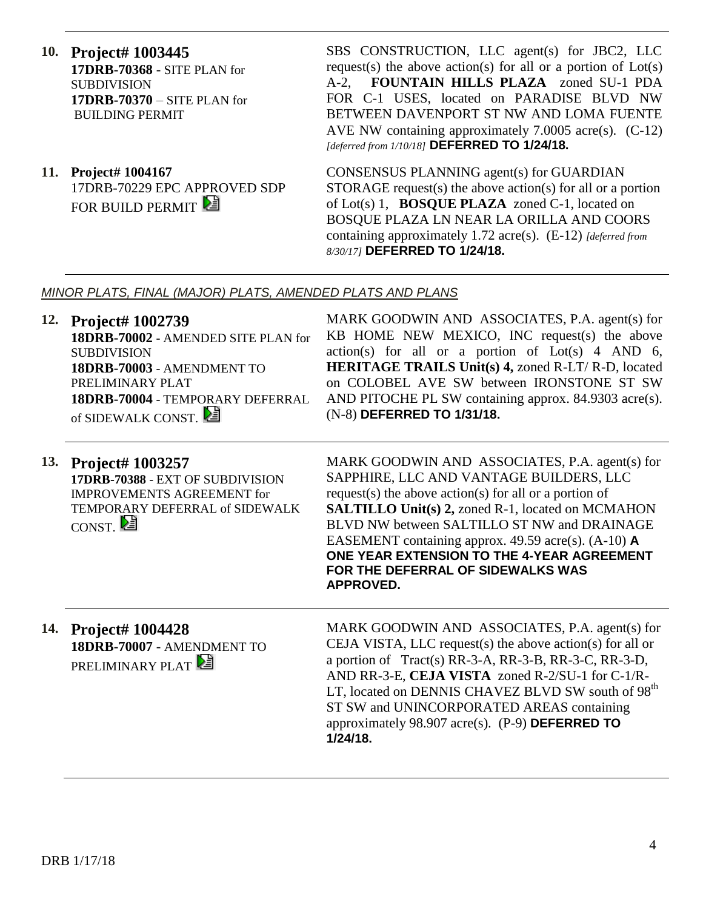**10. Project# 1003445**
**17DRB-70368** - SITE PLAN for SUBDIVISION
**17DRB-70370** – SITE PLAN for BUILDING PERMIT

SBS CONSTRUCTION, LLC agent(s) for JBC2, LLC request(s) the above action(s) for all or a portion of Lot(s) A-2, **FOUNTAIN HILLS PLAZA** zoned SU-1 PDA FOR C-1 USES, located on PARADISE BLVD NW BETWEEN DAVENPORT ST NW AND LOMA FUENTE AVE NW containing approximately 7.0005 acre(s). (C-12) *[deferred from 1/10/18]* **DEFERRED TO 1/24/18.**

**11. Project# 1004167**
17DRB-70229 EPC APPROVED SDP FOR BUILD PERMIT

CONSENSUS PLANNING agent(s) for GUARDIAN STORAGE request(s) the above action(s) for all or a portion of Lot(s) 1, **BOSQUE PLAZA** zoned C-1, located on BOSQUE PLAZA LN NEAR LA ORILLA AND COORS containing approximately 1.72 acre(s). (E-12) *[deferred from 8/30/17]* **DEFERRED TO 1/24/18.**

*MINOR PLATS, FINAL (MAJOR) PLATS, AMENDED PLATS AND PLANS*

**12. Project# 1002739**
**18DRB-70002** - AMENDED SITE PLAN for SUBDIVISION
**18DRB-70003** - AMENDMENT TO PRELIMINARY PLAT
**18DRB-70004** - TEMPORARY DEFERRAL of SIDEWALK CONST.

MARK GOODWIN AND ASSOCIATES, P.A. agent(s) for KB HOME NEW MEXICO, INC request(s) the above action(s) for all or a portion of Lot(s) 4 AND 6, **HERITAGE TRAILS Unit(s) 4,** zoned R-LT/ R-D, located on COLOBEL AVE SW between IRONSTONE ST SW AND PITOCHE PL SW containing approx. 84.9303 acre(s). (N-8) **DEFERRED TO 1/31/18.**

**13. Project# 1003257**
**17DRB-70388** - EXT OF SUBDIVISION IMPROVEMENTS AGREEMENT for TEMPORARY DEFERRAL of SIDEWALK CONST.

MARK GOODWIN AND ASSOCIATES, P.A. agent(s) for SAPPHIRE, LLC AND VANTAGE BUILDERS, LLC request(s) the above action(s) for all or a portion of **SALTILLO Unit(s) 2,** zoned R-1, located on MCMAHON BLVD NW between SALTILLO ST NW and DRAINAGE EASEMENT containing approx. 49.59 acre(s). (A-10) **A ONE YEAR EXTENSION TO THE 4-YEAR AGREEMENT FOR THE DEFERRAL OF SIDEWALKS WAS APPROVED.**

**14. Project# 1004428**
**18DRB-70007** - AMENDMENT TO PRELIMINARY PLAT

MARK GOODWIN AND ASSOCIATES, P.A. agent(s) for CEJA VISTA, LLC request(s) the above action(s) for all or a portion of Tract(s) RR-3-A, RR-3-B, RR-3-C, RR-3-D, AND RR-3-E, **CEJA VISTA** zoned R-2/SU-1 for C-1/R-LT, located on DENNIS CHAVEZ BLVD SW south of 98th ST SW and UNINCORPORATED AREAS containing approximately 98.907 acre(s). (P-9) **DEFERRED TO 1/24/18.**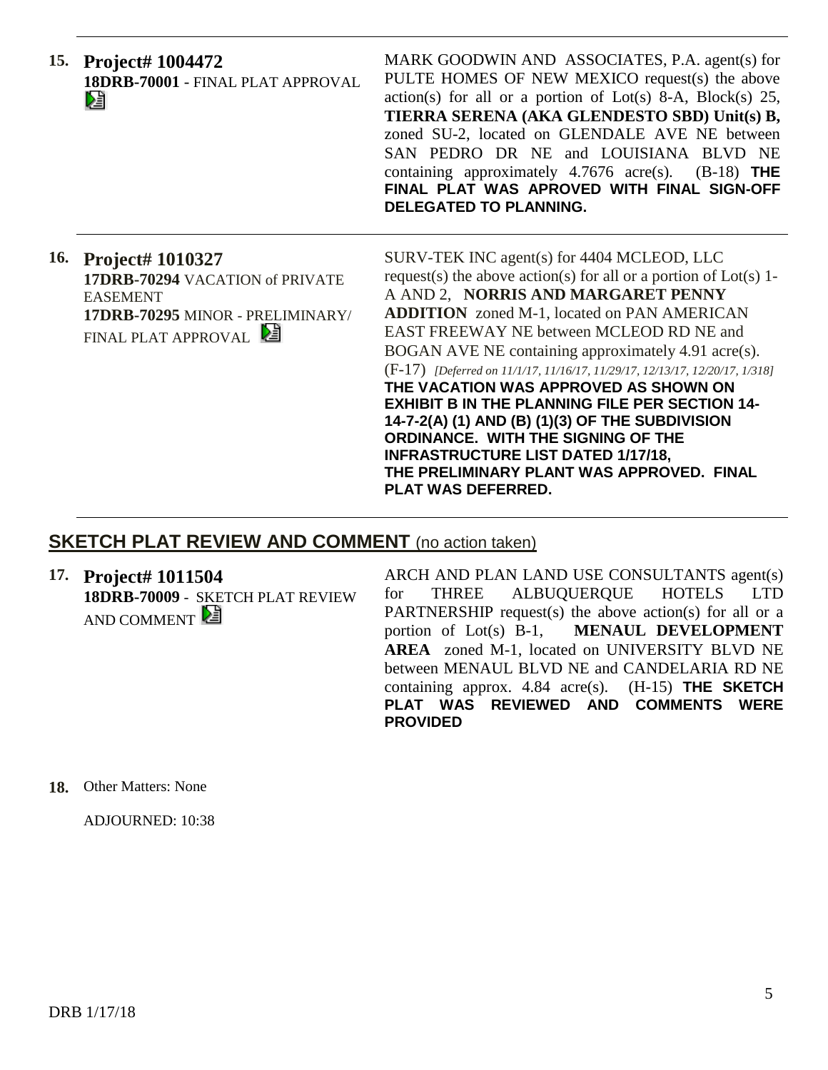**15. Project# 1004472**
**18DRB-70001** - FINAL PLAT APPROVAL

MARK GOODWIN AND ASSOCIATES, P.A. agent(s) for PULTE HOMES OF NEW MEXICO request(s) the above action(s) for all or a portion of Lot(s) 8-A, Block(s) 25, **TIERRA SERENA (AKA GLENDESTO SBD) Unit(s) B,** zoned SU-2, located on GLENDALE AVE NE between SAN PEDRO DR NE and LOUISIANA BLVD NE containing approximately 4.7676 acre(s). (B-18) **THE FINAL PLAT WAS APROVED WITH FINAL SIGN-OFF DELEGATED TO PLANNING.**

---

**16. Project# 1010327**
**17DRB-70294** VACATION of PRIVATE EASEMENT
**17DRB-70295** MINOR - PRELIMINARY/ FINAL PLAT APPROVAL

SURV-TEK INC agent(s) for 4404 MCLEOD, LLC request(s) the above action(s) for all or a portion of Lot(s) 1-A AND 2, **NORRIS AND MARGARET PENNY ADDITION** zoned M-1, located on PAN AMERICAN EAST FREEWAY NE between MCLEOD RD NE and BOGAN AVE NE containing approximately 4.91 acre(s). (F-17) *[Deferred on 11/1/17, 11/16/17, 11/29/17, 12/13/17, 12/20/17, 1/318]* **THE VACATION WAS APPROVED AS SHOWN ON EXHIBIT B IN THE PLANNING FILE PER SECTION 14-14-7-2(A) (1) AND (B) (1)(3) OF THE SUBDIVISION ORDINANCE. WITH THE SIGNING OF THE INFRASTRUCTURE LIST DATED 1/17/18, THE PRELIMINARY PLANT WAS APPROVED. FINAL PLAT WAS DEFERRED.**

---

## SKETCH PLAT REVIEW AND COMMENT (no action taken)

**17. Project# 1011504**
**18DRB-70009** - SKETCH PLAT REVIEW AND COMMENT

ARCH AND PLAN LAND USE CONSULTANTS agent(s) for THREE ALBUQUERQUE HOTELS LTD PARTNERSHIP request(s) the above action(s) for all or a portion of Lot(s) B-1, **MENAUL DEVELOPMENT AREA** zoned M-1, located on UNIVERSITY BLVD NE between MENAUL BLVD NE and CANDELARIA RD NE containing approx. 4.84 acre(s). (H-15) **THE SKETCH PLAT WAS REVIEWED AND COMMENTS WERE PROVIDED**

**18.** Other Matters: None

ADJOURNED: 10:38